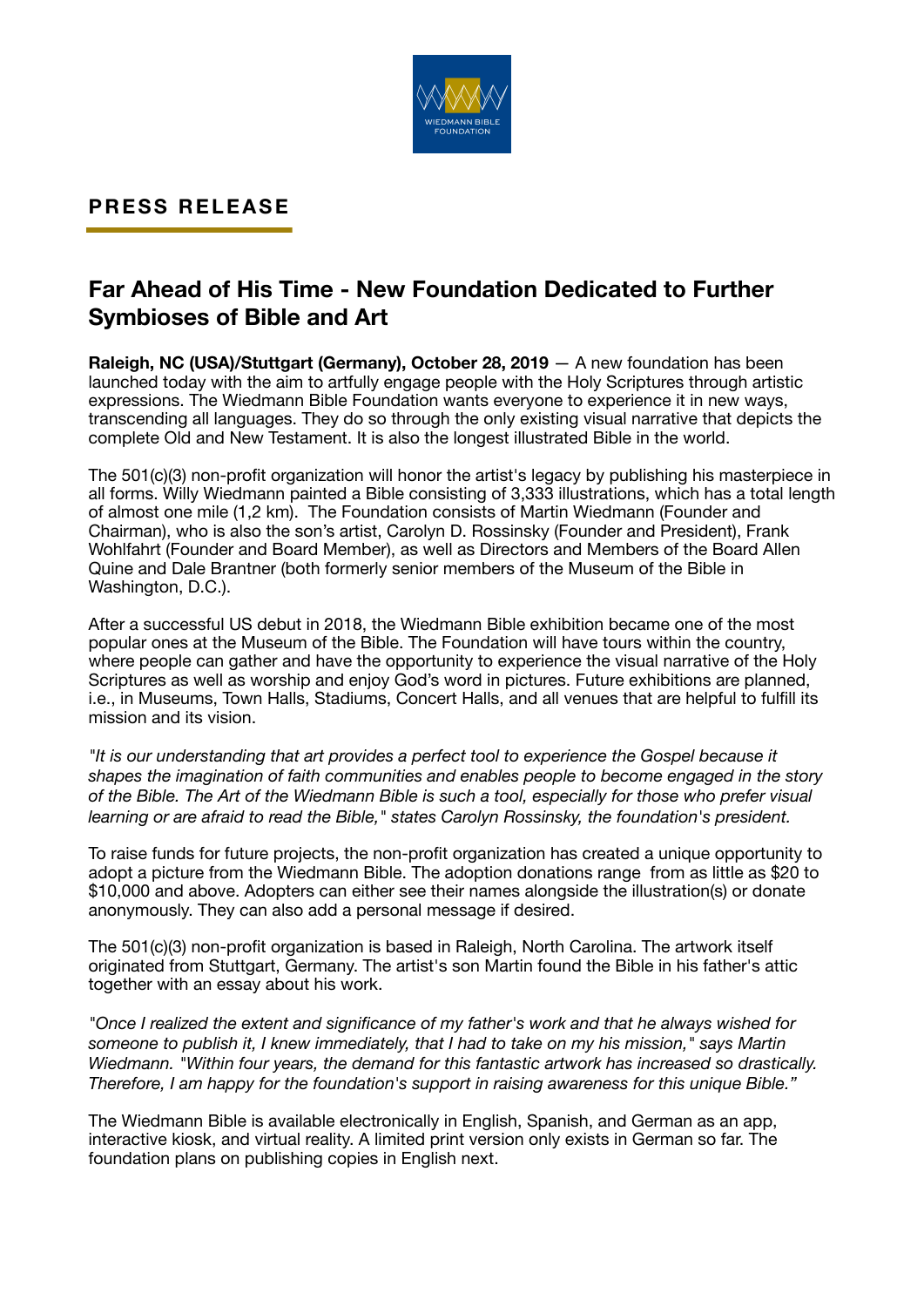WIEDMANN BIBLE FOUNDATION

**PRESS RELEASE**

# Far Ahead of His Time - New Foundation Dedicated to Further Symbioses of Bible and Art

**Raleigh, NC (USA)/Stuttgart (Germany), October 28, 2019** — A new foundation has been launched today with the aim to artfully engage people with the Holy Scriptures through artistic expressions. The Wiedmann Bible Foundation wants everyone to experience it in new ways, transcending all languages. They do so through the only existing visual narrative that depicts the complete Old and New Testament. It is also the longest illustrated Bible in the world.

The 501(c)(3) non-profit organization will honor the artist's legacy by publishing his masterpiece in all forms. Willy Wiedmann painted a Bible consisting of 3,333 illustrations, which has a total length of almost one mile (1,2 km). The Foundation consists of Martin Wiedmann (Founder and Chairman), who is also the son's artist, Carolyn D. Rossinsky (Founder and President), Frank Wohlfahrt (Founder and Board Member), as well as Directors and Members of the Board Allen Quine and Dale Brantner (both formerly senior members of the Museum of the Bible in Washington, D.C.).

After a successful US debut in 2018, the Wiedmann Bible exhibition became one of the most popular ones at the Museum of the Bible. The Foundation will have tours within the country, where people can gather and have the opportunity to experience the visual narrative of the Holy Scriptures as well as worship and enjoy God's word in pictures. Future exhibitions are planned, i.e., in Museums, Town Halls, Stadiums, Concert Halls, and all venues that are helpful to fulfill its mission and its vision.

*"It is our understanding that art provides a perfect tool to experience the Gospel because it shapes the imagination of faith communities and enables people to become engaged in the story of the Bible. The Art of the Wiedmann Bible is such a tool, especially for those who prefer visual learning or are afraid to read the Bible," states Carolyn Rossinsky, the foundation's president.*

To raise funds for future projects, the non-profit organization has created a unique opportunity to adopt a picture from the Wiedmann Bible. The adoption donations range from as little as $20 to $10,000 and above. Adopters can either see their names alongside the illustration(s) or donate anonymously. They can also add a personal message if desired.

The 501(c)(3) non-profit organization is based in Raleigh, North Carolina. The artwork itself originated from Stuttgart, Germany. The artist's son Martin found the Bible in his father's attic together with an essay about his work.

*"Once I realized the extent and significance of my father's work and that he always wished for someone to publish it, I knew immediately, that I had to take on my his mission," says Martin Wiedmann. "Within four years, the demand for this fantastic artwork has increased so drastically. Therefore, I am happy for the foundation's support in raising awareness for this unique Bible."*

The Wiedmann Bible is available electronically in English, Spanish, and German as an app, interactive kiosk, and virtual reality. A limited print version only exists in German so far. The foundation plans on publishing copies in English next.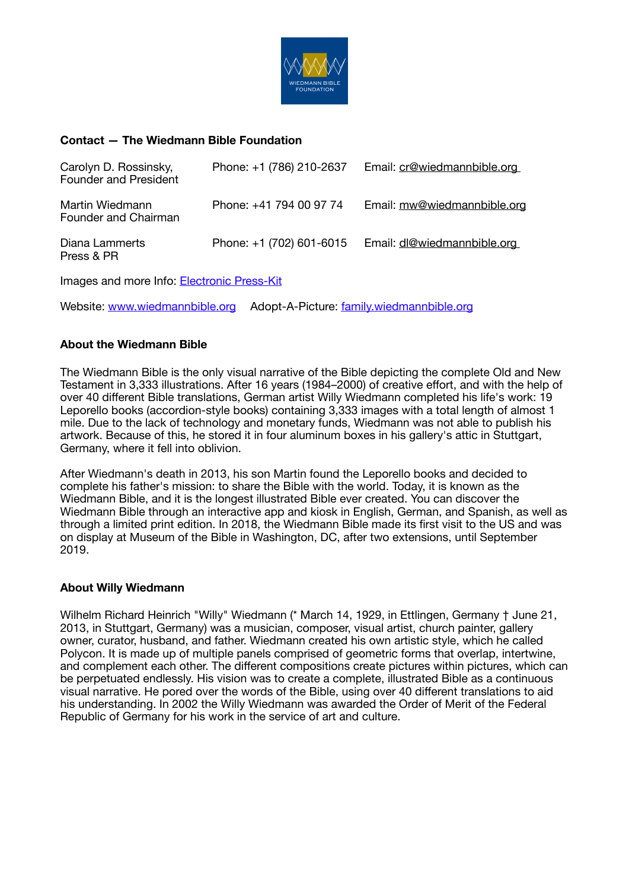WIEDMANN BIBLE FOUNDATION

**Contact — The Wiedmann Bible Foundation**

| | | |
|---|---|---|
| Carolyn D. Rossinsky, Founder and President | Phone: +1 (786) 210-2637 | Email: cr@wiedmannbible.org |
| Martin Wiedmann Founder and Chairman | Phone: +41 794 00 97 74 | Email: mw@wiedmannbible.org |
| Diana Lammerts Press & PR | Phone: +1 (702) 601-6015 | Email: dl@wiedmannbible.org |

Images and more Info: Electronic Press-Kit

Website: www.wiedmannbible.org    Adopt-A-Picture: family.wiedmannbible.org

**About the Wiedmann Bible**

The Wiedmann Bible is the only visual narrative of the Bible depicting the complete Old and New Testament in 3,333 illustrations. After 16 years (1984–2000) of creative effort, and with the help of over 40 different Bible translations, German artist Willy Wiedmann completed his life's work: 19 Leporello books (accordion-style books) containing 3,333 images with a total length of almost 1 mile. Due to the lack of technology and monetary funds, Wiedmann was not able to publish his artwork. Because of this, he stored it in four aluminum boxes in his gallery's attic in Stuttgart, Germany, where it fell into oblivion.

After Wiedmann's death in 2013, his son Martin found the Leporello books and decided to complete his father's mission: to share the Bible with the world. Today, it is known as the Wiedmann Bible, and it is the longest illustrated Bible ever created. You can discover the Wiedmann Bible through an interactive app and kiosk in English, German, and Spanish, as well as through a limited print edition. In 2018, the Wiedmann Bible made its first visit to the US and was on display at Museum of the Bible in Washington, DC, after two extensions, until September 2019.

**About Willy Wiedmann**

Wilhelm Richard Heinrich "Willy" Wiedmann (* March 14, 1929, in Ettlingen, Germany † June 21, 2013, in Stuttgart, Germany) was a musician, composer, visual artist, church painter, gallery owner, curator, husband, and father. Wiedmann created his own artistic style, which he called Polycon. It is made up of multiple panels comprised of geometric forms that overlap, intertwine, and complement each other. The different compositions create pictures within pictures, which can be perpetuated endlessly. His vision was to create a complete, illustrated Bible as a continuous visual narrative. He pored over the words of the Bible, using over 40 different translations to aid his understanding. In 2002 the Willy Wiedmann was awarded the Order of Merit of the Federal Republic of Germany for his work in the service of art and culture.